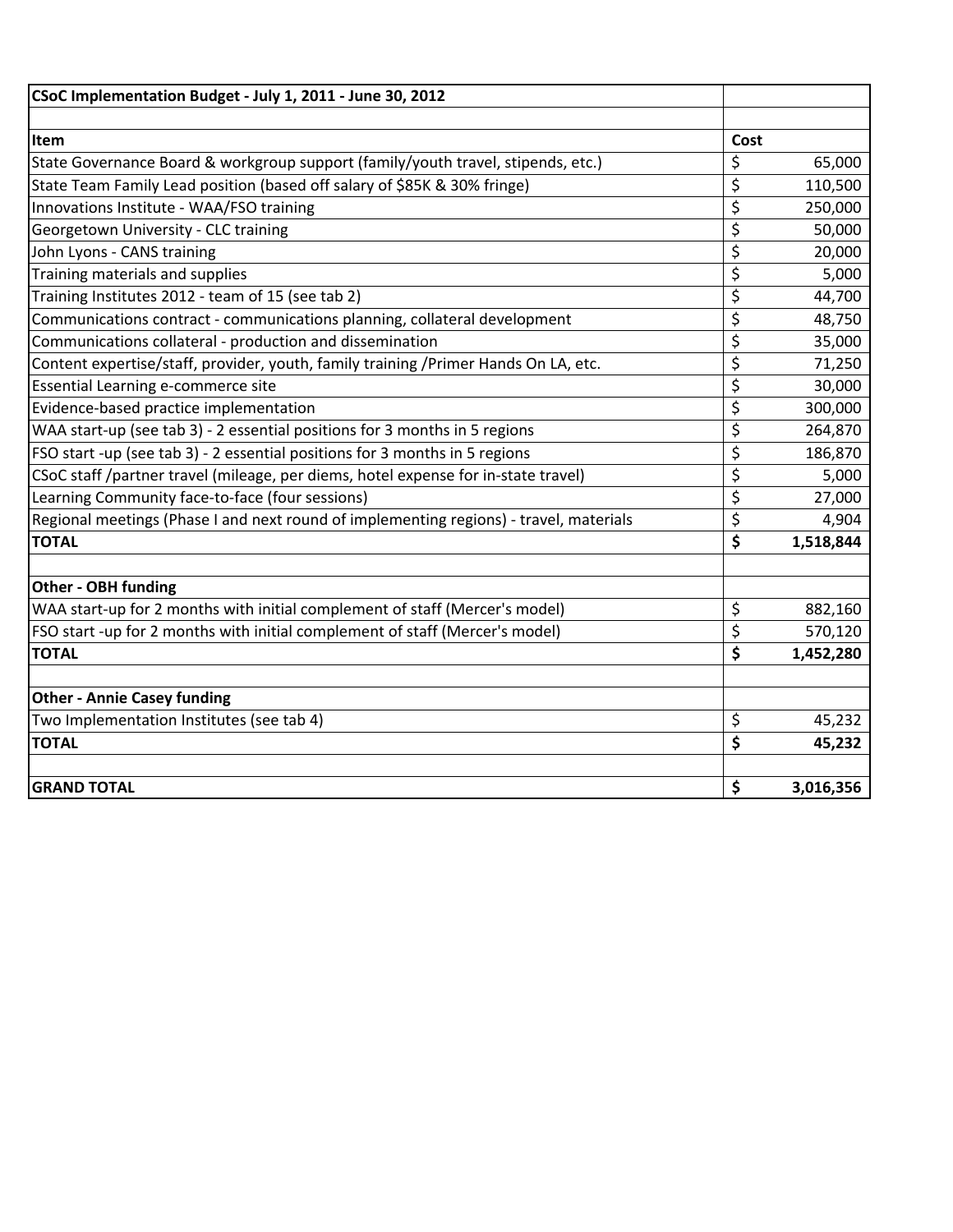| CSoC Implementation Budget - July 1, 2011 - June 30, 2012 | |
|---|---|
| | |
| **Item** | **Cost** |
| State Governance Board & workgroup support (family/youth travel, stipends, etc.) | $ 65,000 |
| State Team Family Lead position (based off salary of $85K & 30% fringe) | $ 110,500 |
| Innovations Institute - WAA/FSO training | $ 250,000 |
| Georgetown University - CLC training | $ 50,000 |
| John Lyons - CANS training | $ 20,000 |
| Training materials and supplies | $ 5,000 |
| Training Institutes 2012 - team of 15 (see tab 2) | $ 44,700 |
| Communications contract - communications planning, collateral development | $ 48,750 |
| Communications collateral - production and dissemination | $ 35,000 |
| Content expertise/staff, provider, youth, family training /Primer Hands On LA, etc. | $ 71,250 |
| Essential Learning e-commerce site | $ 30,000 |
| Evidence-based practice implementation | $ 300,000 |
| WAA start-up (see tab 3) - 2 essential positions for 3 months in 5 regions | $ 264,870 |
| FSO start -up (see tab 3) - 2 essential positions for 3 months in 5 regions | $ 186,870 |
| CSoC staff /partner travel (mileage, per diems, hotel expense for in-state travel) | $ 5,000 |
| Learning Community face-to-face (four sessions) | $ 27,000 |
| Regional meetings (Phase I and next round of implementing regions) - travel, materials | $ 4,904 |
| **TOTAL** | **$ 1,518,844** |
| | |
| **Other - OBH funding** | |
| WAA start-up for 2 months with initial complement of staff (Mercer's model) | $ 882,160 |
| FSO start -up for 2 months with initial complement of staff (Mercer's model) | $ 570,120 |
| **TOTAL** | **$ 1,452,280** |
| | |
| **Other - Annie Casey funding** | |
| Two Implementation Institutes (see tab 4) | $ 45,232 |
| **TOTAL** | **$ 45,232** |
| | |
| **GRAND TOTAL** | **$ 3,016,356** |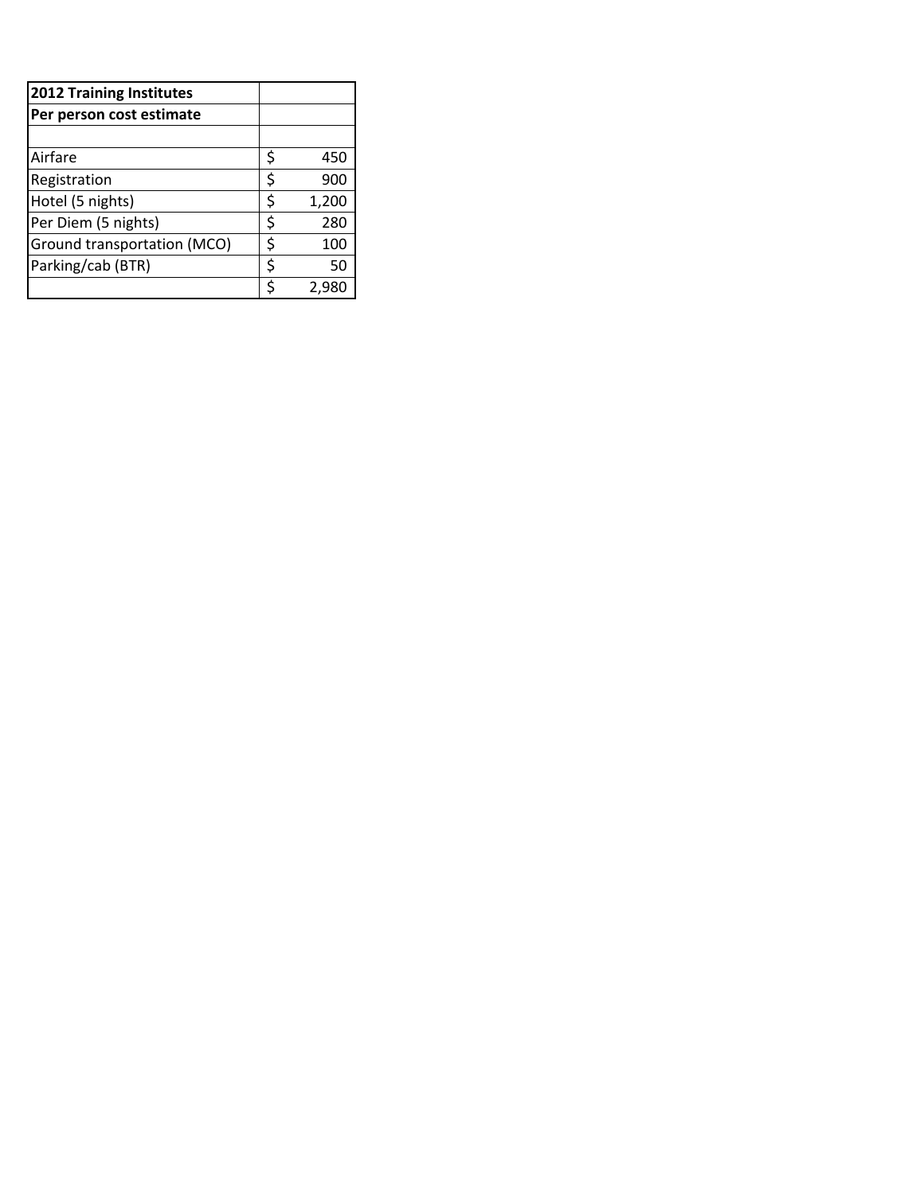| 2012 Training Institutes | |
|---|---|
| **Per person cost estimate** | |
| | |
| Airfare | $ 450 |
| Registration | $ 900 |
| Hotel (5 nights) | $ 1,200 |
| Per Diem (5 nights) | $ 280 |
| Ground transportation (MCO) | $ 100 |
| Parking/cab (BTR) | $ 50 |
| | $ 2,980 |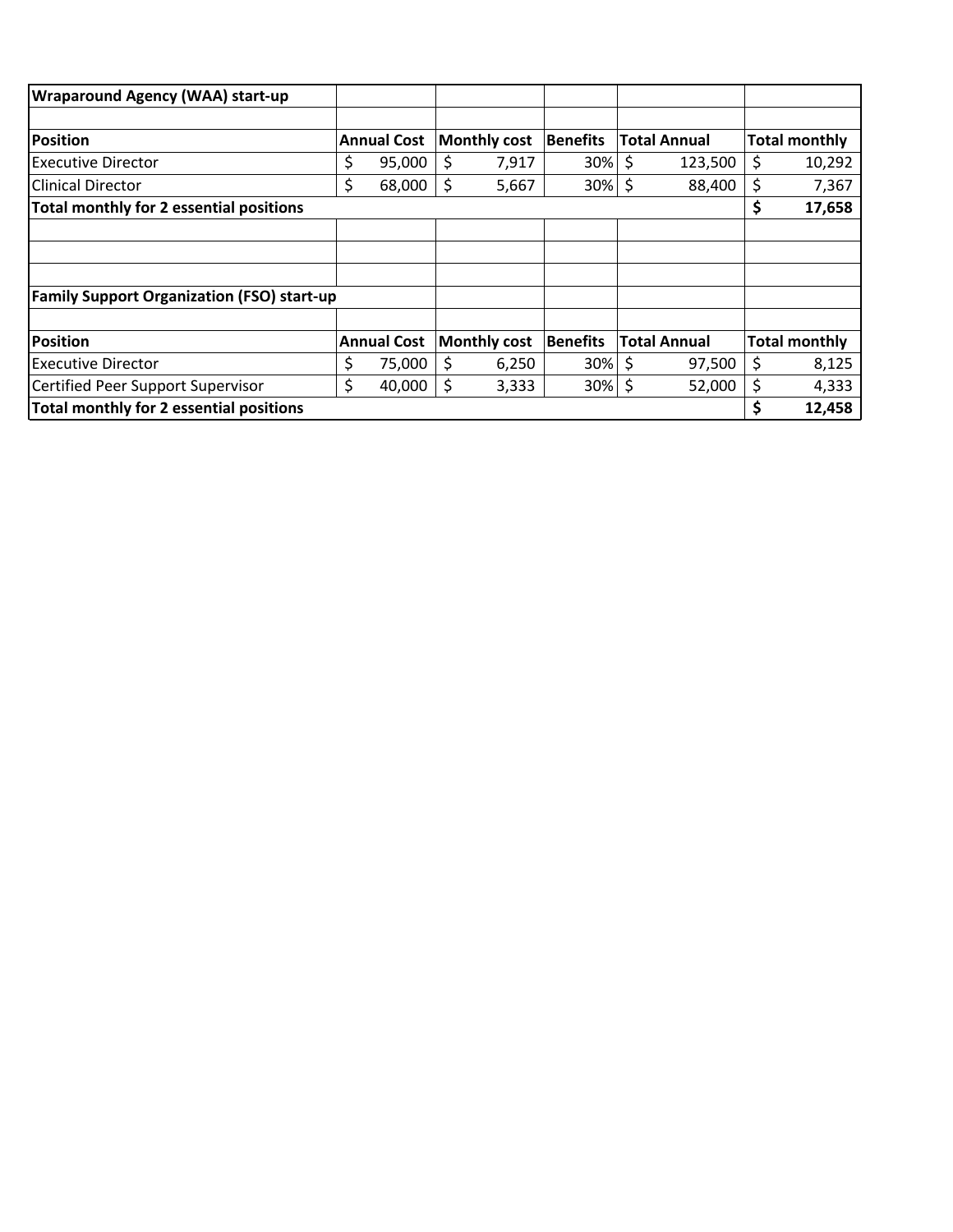| Wraparound Agency (WAA) start-up | | | | | |
|---|---|---|---|---|---|
| | | | | | |
| **Position** | **Annual Cost** | **Monthly cost** | **Benefits** | **Total Annual** | **Total monthly** |
| Executive Director | $ 95,000 | $ 7,917 | 30% | $ 123,500 | $ 10,292 |
| Clinical Director | $ 68,000 | $ 5,667 | 30% | $ 88,400 | $ 7,367 |
| **Total monthly for 2 essential positions** | | | | | **$ 17,658** |

| Family Support Organization (FSO) start-up | | | | | |
|---|---|---|---|---|---|
| | | | | | |
| **Position** | **Annual Cost** | **Monthly cost** | **Benefits** | **Total Annual** | **Total monthly** |
| Executive Director | $ 75,000 | $ 6,250 | 30% | $ 97,500 | $ 8,125 |
| Certified Peer Support Supervisor | $ 40,000 | $ 3,333 | 30% | $ 52,000 | $ 4,333 |
| **Total monthly for 2 essential positions** | | | | | **$ 12,458** |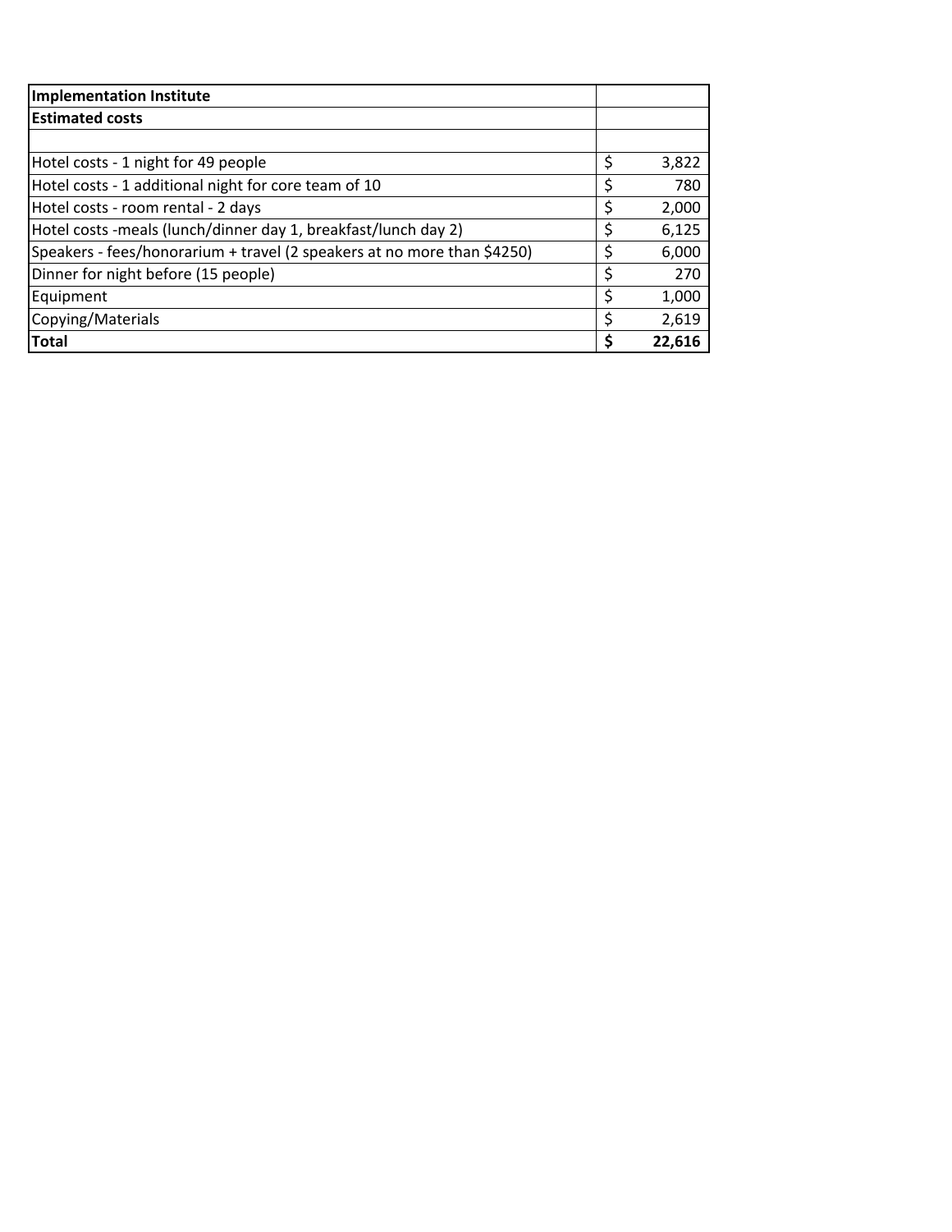| **Implementation Institute** | |
|---|---|
| **Estimated costs** | |
| | |
| Hotel costs - 1 night for 49 people | $ 3,822 |
| Hotel costs - 1 additional night for core team of 10 | $ 780 |
| Hotel costs - room rental - 2 days | $ 2,000 |
| Hotel costs -meals (lunch/dinner day 1, breakfast/lunch day 2) | $ 6,125 |
| Speakers - fees/honorarium + travel (2 speakers at no more than $4250) | $ 6,000 |
| Dinner for night before (15 people) | $ 270 |
| Equipment | $ 1,000 |
| Copying/Materials | $ 2,619 |
| **Total** | **$ 22,616** |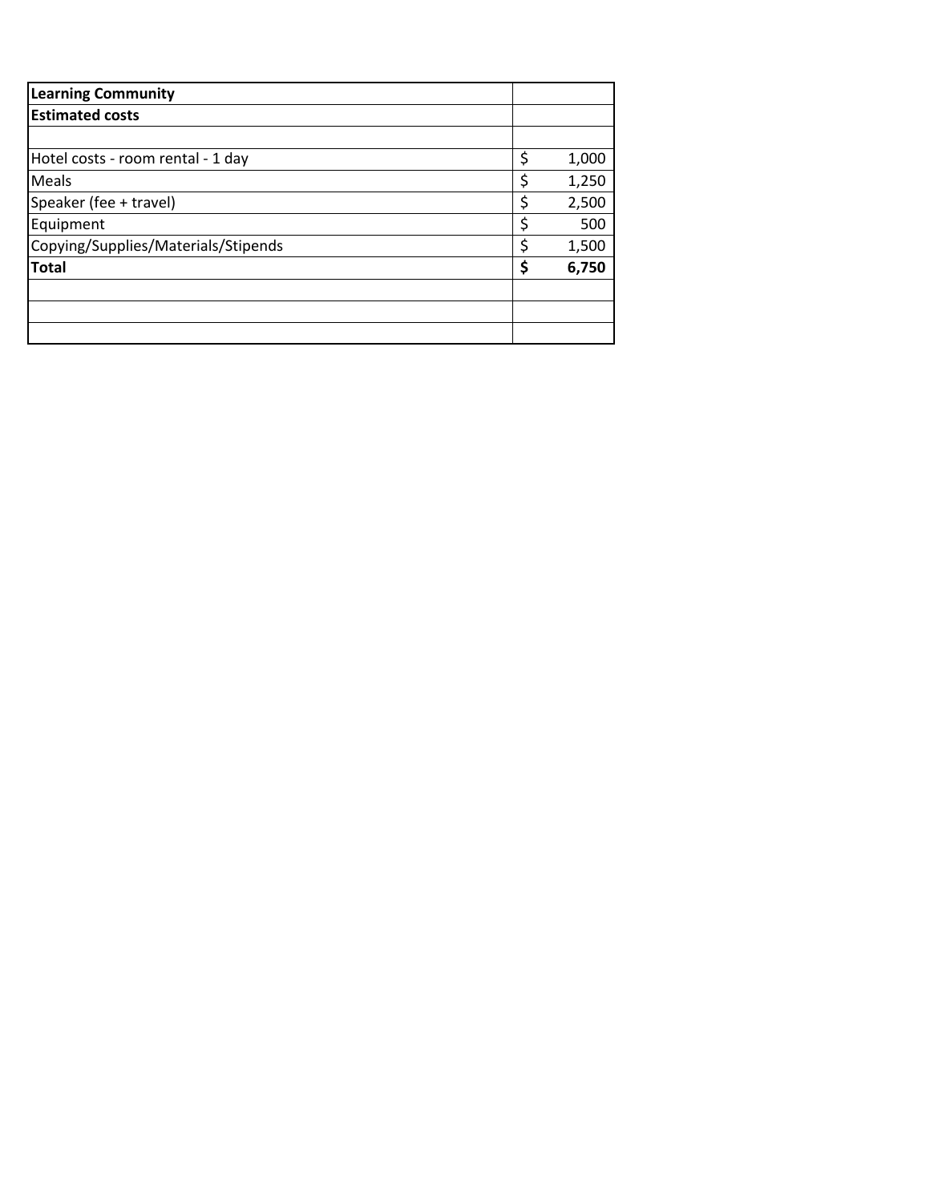| | |
|---|---|
| **Learning Community** | |
| **Estimated costs** | |
| | |
| Hotel costs - room rental - 1 day | $ 1,000 |
| Meals | $ 1,250 |
| Speaker (fee + travel) | $ 2,500 |
| Equipment | $ 500 |
| Copying/Supplies/Materials/Stipends | $ 1,500 |
| **Total** | **$ 6,750** |
| | |
| | |
| | |